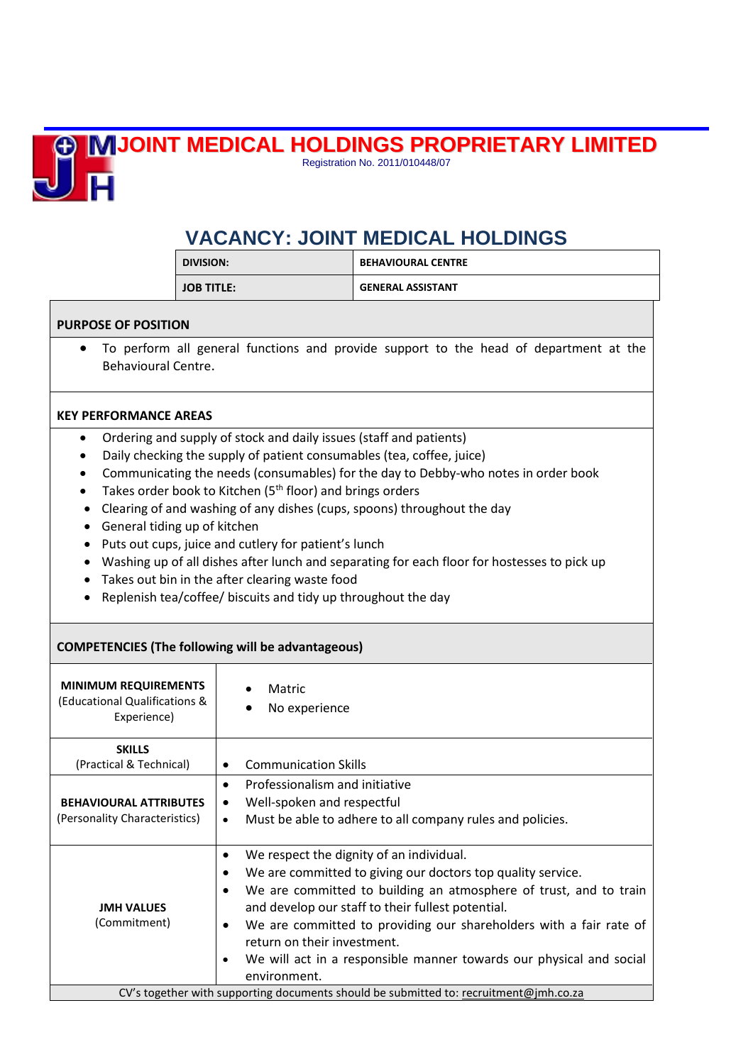# JOINT MEDICAL HOLDINGS PROPRIETARY LIMITED

Registration No. 2011/010448/07

## VACANCY: JOINT MEDICAL HOLDINGS

| DIVISION: | BEHAVIOURAL CENTRE |
|---|---|
| JOB TITLE: | GENERAL ASSISTANT |

### PURPOSE OF POSITION

- To perform all general functions and provide support to the head of department at the Behavioural Centre.

### KEY PERFORMANCE AREAS

- Ordering and supply of stock and daily issues (staff and patients)
- Daily checking the supply of patient consumables (tea, coffee, juice)
- Communicating the needs (consumables) for the day to Debby-who notes in order book
- Takes order book to Kitchen (5th floor) and brings orders
- Clearing of and washing of any dishes (cups, spoons) throughout the day
- General tiding up of kitchen
- Puts out cups, juice and cutlery for patient's lunch
- Washing up of all dishes after lunch and separating for each floor for hostesses to pick up
- Takes out bin in the after clearing waste food
- Replenish tea/coffee/ biscuits and tidy up throughout the day

### COMPETENCIES (The following will be advantageous)

| | |
|---|---|
| **MINIMUM REQUIREMENTS** (Educational Qualifications & Experience) | • Matric<br>• No experience |
| **SKILLS** (Practical & Technical) | • Communication Skills |
| **BEHAVIOURAL ATTRIBUTES** (Personality Characteristics) | • Professionalism and initiative<br>• Well-spoken and respectful<br>• Must be able to adhere to all company rules and policies. |
| **JMH VALUES** (Commitment) | • We respect the dignity of an individual.<br>• We are committed to giving our doctors top quality service.<br>• We are committed to building an atmosphere of trust, and to train and develop our staff to their fullest potential.<br>• We are committed to providing our shareholders with a fair rate of return on their investment.<br>• We will act in a responsible manner towards our physical and social environment. |

CV's together with supporting documents should be submitted to: recruitment@jmh.co.za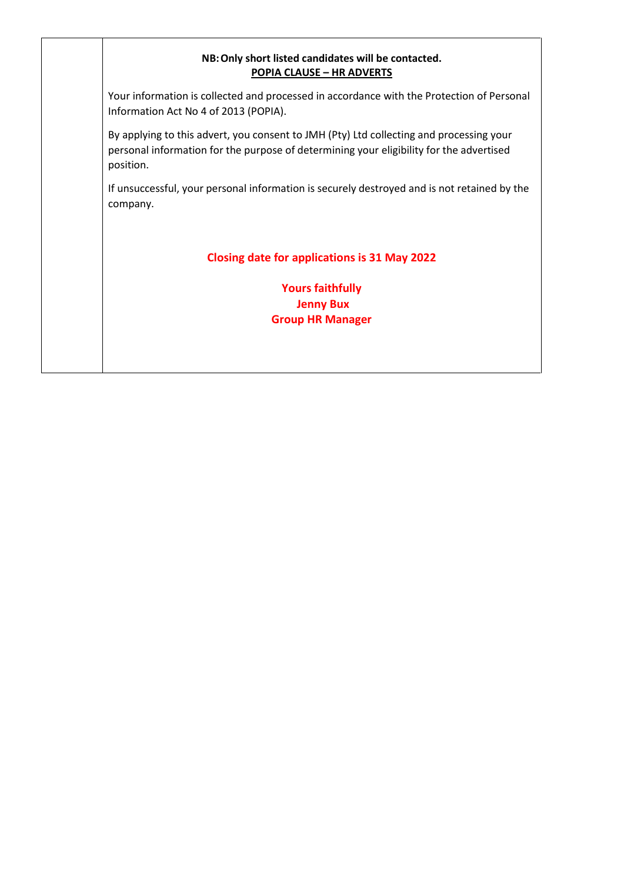**NB: Only short listed candidates will be contacted.**

**POPIA CLAUSE – HR ADVERTS**

Your information is collected and processed in accordance with the Protection of Personal Information Act No 4 of 2013 (POPIA).

By applying to this advert, you consent to JMH (Pty) Ltd collecting and processing your personal information for the purpose of determining your eligibility for the advertised position.

If unsuccessful, your personal information is securely destroyed and is not retained by the company.

**Closing date for applications is 31 May 2022**

**Yours faithfully**
**Jenny Bux**
**Group HR Manager**